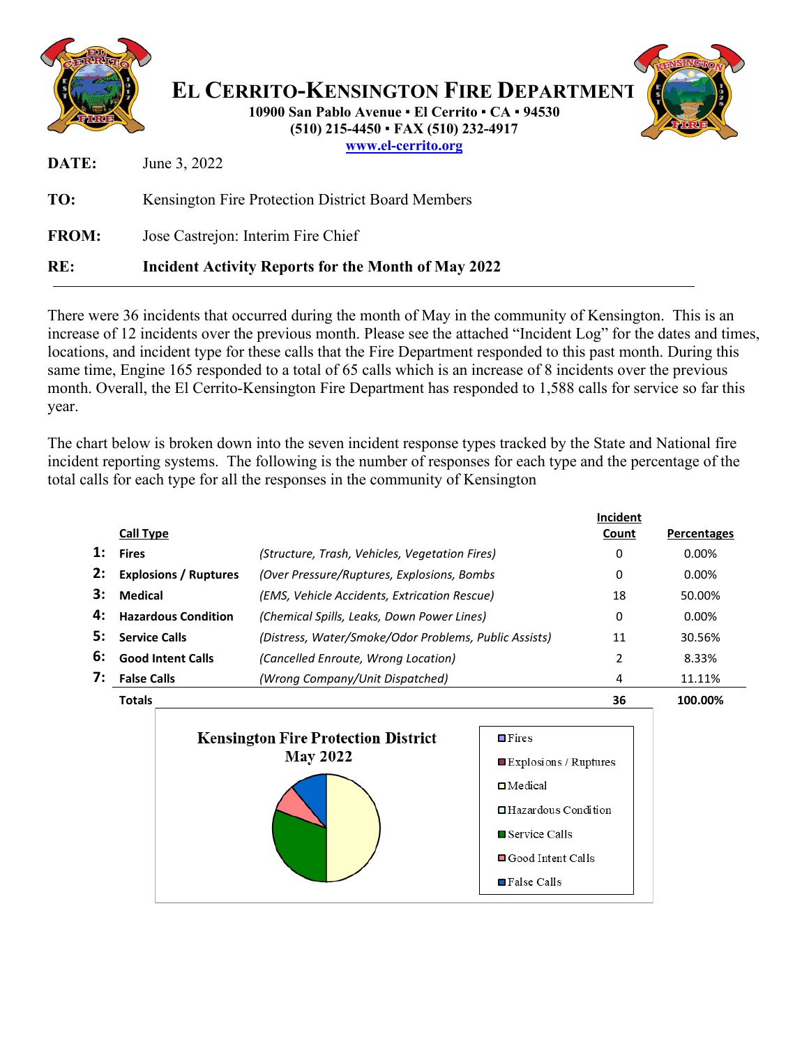# El Cerrito-Kensington Fire Department

**10900 San Pablo Avenue ▪ El Cerrito ▪ CA ▪ 94530**
**(510) 215-4450 ▪ FAX (510) 232-4917**
**www.el-cerrito.org**

**DATE:** June 3, 2022

**TO:** Kensington Fire Protection District Board Members

**FROM:** Jose Castrejon: Interim Fire Chief

**RE:** **Incident Activity Reports for the Month of May 2022**

---

There were 36 incidents that occurred during the month of May in the community of Kensington. This is an increase of 12 incidents over the previous month. Please see the attached "Incident Log" for the dates and times, locations, and incident type for these calls that the Fire Department responded to this past month. During this same time, Engine 165 responded to a total of 65 calls which is an increase of 8 incidents over the previous month. Overall, the El Cerrito-Kensington Fire Department has responded to 1,588 calls for service so far this year.

The chart below is broken down into the seven incident response types tracked by the State and National fire incident reporting systems. The following is the number of responses for each type and the percentage of the total calls for each type for all the responses in the community of Kensington

| | Call Type | | Incident Count | Percentages |
|---|---|---|---|---|
| 1: | **Fires** | *(Structure, Trash, Vehicles, Vegetation Fires)* | 0 | 0.00% |
| 2: | **Explosions / Ruptures** | *(Over Pressure/Ruptures, Explosions, Bombs* | 0 | 0.00% |
| 3: | **Medical** | *(EMS, Vehicle Accidents, Extrication Rescue)* | 18 | 50.00% |
| 4: | **Hazardous Condition** | *(Chemical Spills, Leaks, Down Power Lines)* | 0 | 0.00% |
| 5: | **Service Calls** | *(Distress, Water/Smoke/Odor Problems, Public Assists)* | 11 | 30.56% |
| 6: | **Good Intent Calls** | *(Cancelled Enroute, Wrong Location)* | 2 | 8.33% |
| 7: | **False Calls** | *(Wrong Company/Unit Dispatched)* | 4 | 11.11% |
| | **Totals** | | **36** | **100.00%** |

**Kensington Fire Protection District May 2022**

- Fires
- Explosions / Ruptures
- Medical
- Hazardous Condition
- Service Calls
- Good Intent Calls
- False Calls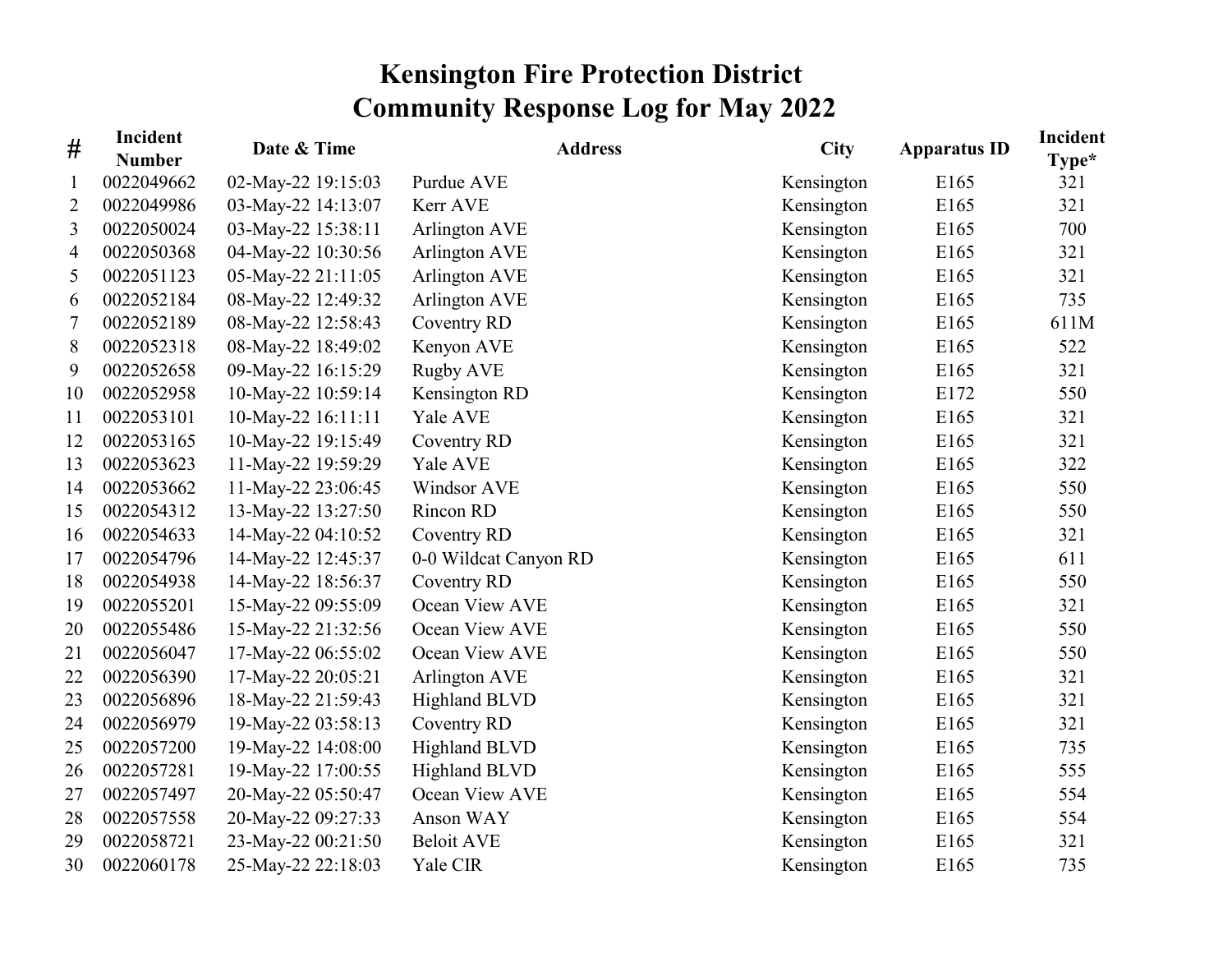# Kensington Fire Protection District
## Community Response Log for May 2022

| # | Incident Number | Date & Time | Address | City | Apparatus ID | Incident Type* |
|---|---|---|---|---|---|---|
| 1 | 0022049662 | 02-May-22 19:15:03 | Purdue AVE | Kensington | E165 | 321 |
| 2 | 0022049986 | 03-May-22 14:13:07 | Kerr AVE | Kensington | E165 | 321 |
| 3 | 0022050024 | 03-May-22 15:38:11 | Arlington AVE | Kensington | E165 | 700 |
| 4 | 0022050368 | 04-May-22 10:30:56 | Arlington AVE | Kensington | E165 | 321 |
| 5 | 0022051123 | 05-May-22 21:11:05 | Arlington AVE | Kensington | E165 | 321 |
| 6 | 0022052184 | 08-May-22 12:49:32 | Arlington AVE | Kensington | E165 | 735 |
| 7 | 0022052189 | 08-May-22 12:58:43 | Coventry RD | Kensington | E165 | 611M |
| 8 | 0022052318 | 08-May-22 18:49:02 | Kenyon AVE | Kensington | E165 | 522 |
| 9 | 0022052658 | 09-May-22 16:15:29 | Rugby AVE | Kensington | E165 | 321 |
| 10 | 0022052958 | 10-May-22 10:59:14 | Kensington RD | Kensington | E172 | 550 |
| 11 | 0022053101 | 10-May-22 16:11:11 | Yale AVE | Kensington | E165 | 321 |
| 12 | 0022053165 | 10-May-22 19:15:49 | Coventry RD | Kensington | E165 | 321 |
| 13 | 0022053623 | 11-May-22 19:59:29 | Yale AVE | Kensington | E165 | 322 |
| 14 | 0022053662 | 11-May-22 23:06:45 | Windsor AVE | Kensington | E165 | 550 |
| 15 | 0022054312 | 13-May-22 13:27:50 | Rincon RD | Kensington | E165 | 550 |
| 16 | 0022054633 | 14-May-22 04:10:52 | Coventry RD | Kensington | E165 | 321 |
| 17 | 0022054796 | 14-May-22 12:45:37 | 0-0 Wildcat Canyon RD | Kensington | E165 | 611 |
| 18 | 0022054938 | 14-May-22 18:56:37 | Coventry RD | Kensington | E165 | 550 |
| 19 | 0022055201 | 15-May-22 09:55:09 | Ocean View AVE | Kensington | E165 | 321 |
| 20 | 0022055486 | 15-May-22 21:32:56 | Ocean View AVE | Kensington | E165 | 550 |
| 21 | 0022056047 | 17-May-22 06:55:02 | Ocean View AVE | Kensington | E165 | 550 |
| 22 | 0022056390 | 17-May-22 20:05:21 | Arlington AVE | Kensington | E165 | 321 |
| 23 | 0022056896 | 18-May-22 21:59:43 | Highland BLVD | Kensington | E165 | 321 |
| 24 | 0022056979 | 19-May-22 03:58:13 | Coventry RD | Kensington | E165 | 321 |
| 25 | 0022057200 | 19-May-22 14:08:00 | Highland BLVD | Kensington | E165 | 735 |
| 26 | 0022057281 | 19-May-22 17:00:55 | Highland BLVD | Kensington | E165 | 555 |
| 27 | 0022057497 | 20-May-22 05:50:47 | Ocean View AVE | Kensington | E165 | 554 |
| 28 | 0022057558 | 20-May-22 09:27:33 | Anson WAY | Kensington | E165 | 554 |
| 29 | 0022058721 | 23-May-22 00:21:50 | Beloit AVE | Kensington | E165 | 321 |
| 30 | 0022060178 | 25-May-22 22:18:03 | Yale CIR | Kensington | E165 | 735 |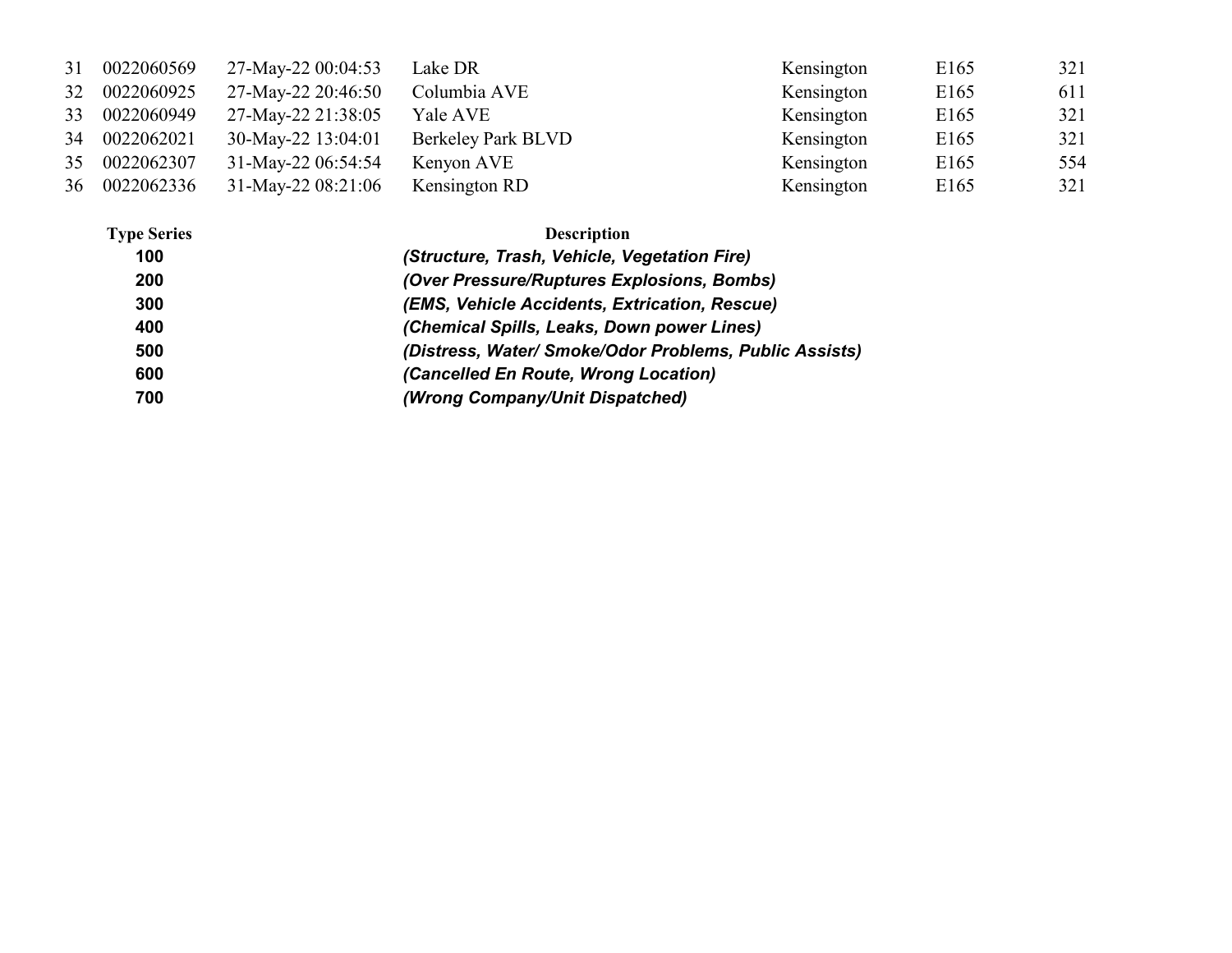| | | | | | | |
|---|---|---|---|---|---|---|
| 31 | 0022060569 | 27-May-22 00:04:53 | Lake DR | Kensington | E165 | 321 |
| 32 | 0022060925 | 27-May-22 20:46:50 | Columbia AVE | Kensington | E165 | 611 |
| 33 | 0022060949 | 27-May-22 21:38:05 | Yale AVE | Kensington | E165 | 321 |
| 34 | 0022062021 | 30-May-22 13:04:01 | Berkeley Park BLVD | Kensington | E165 | 321 |
| 35 | 0022062307 | 31-May-22 06:54:54 | Kenyon AVE | Kensington | E165 | 554 |
| 36 | 0022062336 | 31-May-22 08:21:06 | Kensington RD | Kensington | E165 | 321 |

| Type Series | Description |
|---|---|
| **100** | ***(Structure, Trash, Vehicle, Vegetation Fire)*** |
| **200** | ***(Over Pressure/Ruptures Explosions, Bombs)*** |
| **300** | ***(EMS, Vehicle Accidents, Extrication, Rescue)*** |
| **400** | ***(Chemical Spills, Leaks, Down power Lines)*** |
| **500** | ***(Distress, Water/ Smoke/Odor Problems, Public Assists)*** |
| **600** | ***(Cancelled En Route, Wrong Location)*** |
| **700** | ***(Wrong Company/Unit Dispatched)*** |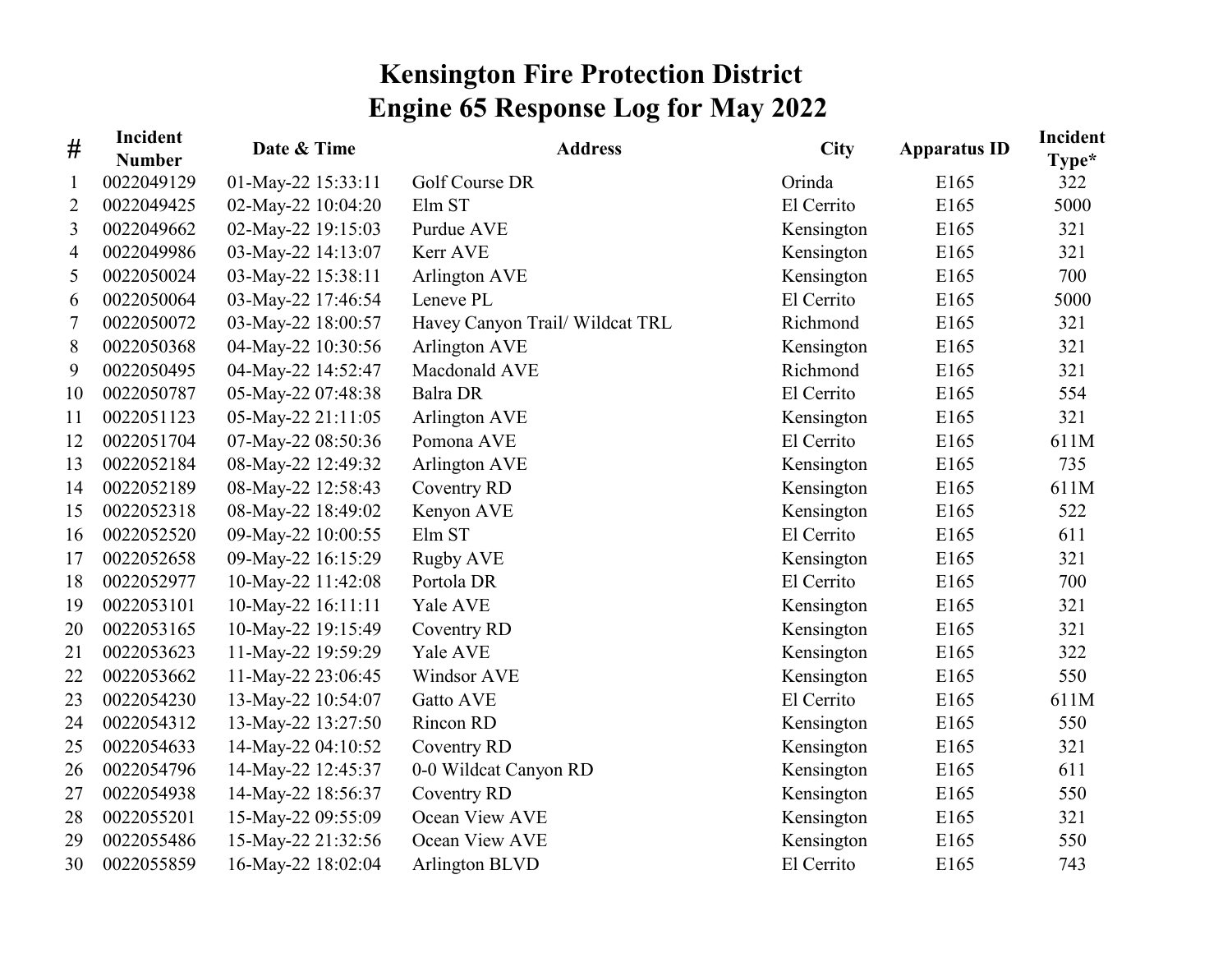# Kensington Fire Protection District
## Engine 65 Response Log for May 2022

| # | Incident Number | Date & Time | Address | City | Apparatus ID | Incident Type* |
|---|---|---|---|---|---|---|
| 1 | 0022049129 | 01-May-22 15:33:11 | Golf Course DR | Orinda | E165 | 322 |
| 2 | 0022049425 | 02-May-22 10:04:20 | Elm ST | El Cerrito | E165 | 5000 |
| 3 | 0022049662 | 02-May-22 19:15:03 | Purdue AVE | Kensington | E165 | 321 |
| 4 | 0022049986 | 03-May-22 14:13:07 | Kerr AVE | Kensington | E165 | 321 |
| 5 | 0022050024 | 03-May-22 15:38:11 | Arlington AVE | Kensington | E165 | 700 |
| 6 | 0022050064 | 03-May-22 17:46:54 | Leneve PL | El Cerrito | E165 | 5000 |
| 7 | 0022050072 | 03-May-22 18:00:57 | Havey Canyon Trail/ Wildcat TRL | Richmond | E165 | 321 |
| 8 | 0022050368 | 04-May-22 10:30:56 | Arlington AVE | Kensington | E165 | 321 |
| 9 | 0022050495 | 04-May-22 14:52:47 | Macdonald AVE | Richmond | E165 | 321 |
| 10 | 0022050787 | 05-May-22 07:48:38 | Balra DR | El Cerrito | E165 | 554 |
| 11 | 0022051123 | 05-May-22 21:11:05 | Arlington AVE | Kensington | E165 | 321 |
| 12 | 0022051704 | 07-May-22 08:50:36 | Pomona AVE | El Cerrito | E165 | 611M |
| 13 | 0022052184 | 08-May-22 12:49:32 | Arlington AVE | Kensington | E165 | 735 |
| 14 | 0022052189 | 08-May-22 12:58:43 | Coventry RD | Kensington | E165 | 611M |
| 15 | 0022052318 | 08-May-22 18:49:02 | Kenyon AVE | Kensington | E165 | 522 |
| 16 | 0022052520 | 09-May-22 10:00:55 | Elm ST | El Cerrito | E165 | 611 |
| 17 | 0022052658 | 09-May-22 16:15:29 | Rugby AVE | Kensington | E165 | 321 |
| 18 | 0022052977 | 10-May-22 11:42:08 | Portola DR | El Cerrito | E165 | 700 |
| 19 | 0022053101 | 10-May-22 16:11:11 | Yale AVE | Kensington | E165 | 321 |
| 20 | 0022053165 | 10-May-22 19:15:49 | Coventry RD | Kensington | E165 | 321 |
| 21 | 0022053623 | 11-May-22 19:59:29 | Yale AVE | Kensington | E165 | 322 |
| 22 | 0022053662 | 11-May-22 23:06:45 | Windsor AVE | Kensington | E165 | 550 |
| 23 | 0022054230 | 13-May-22 10:54:07 | Gatto AVE | El Cerrito | E165 | 611M |
| 24 | 0022054312 | 13-May-22 13:27:50 | Rincon RD | Kensington | E165 | 550 |
| 25 | 0022054633 | 14-May-22 04:10:52 | Coventry RD | Kensington | E165 | 321 |
| 26 | 0022054796 | 14-May-22 12:45:37 | 0-0 Wildcat Canyon RD | Kensington | E165 | 611 |
| 27 | 0022054938 | 14-May-22 18:56:37 | Coventry RD | Kensington | E165 | 550 |
| 28 | 0022055201 | 15-May-22 09:55:09 | Ocean View AVE | Kensington | E165 | 321 |
| 29 | 0022055486 | 15-May-22 21:32:56 | Ocean View AVE | Kensington | E165 | 550 |
| 30 | 0022055859 | 16-May-22 18:02:04 | Arlington BLVD | El Cerrito | E165 | 743 |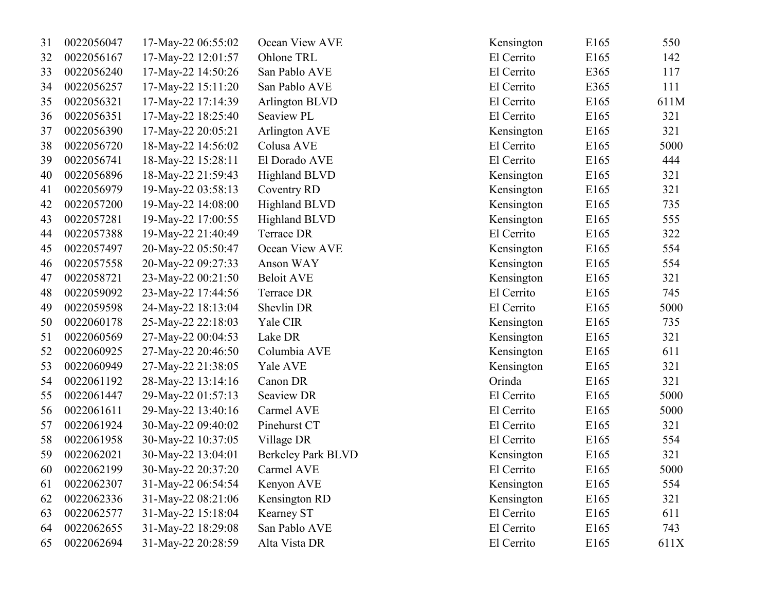| 31 | 0022056047 | 17-May-22 06:55:02 | Ocean View AVE | Kensington | E165 | 550 |
|---|---|---|---|---|---|---|
| 32 | 0022056167 | 17-May-22 12:01:57 | Ohlone TRL | El Cerrito | E165 | 142 |
| 33 | 0022056240 | 17-May-22 14:50:26 | San Pablo AVE | El Cerrito | E365 | 117 |
| 34 | 0022056257 | 17-May-22 15:11:20 | San Pablo AVE | El Cerrito | E365 | 111 |
| 35 | 0022056321 | 17-May-22 17:14:39 | Arlington BLVD | El Cerrito | E165 | 611M |
| 36 | 0022056351 | 17-May-22 18:25:40 | Seaview PL | El Cerrito | E165 | 321 |
| 37 | 0022056390 | 17-May-22 20:05:21 | Arlington AVE | Kensington | E165 | 321 |
| 38 | 0022056720 | 18-May-22 14:56:02 | Colusa AVE | El Cerrito | E165 | 5000 |
| 39 | 0022056741 | 18-May-22 15:28:11 | El Dorado AVE | El Cerrito | E165 | 444 |
| 40 | 0022056896 | 18-May-22 21:59:43 | Highland BLVD | Kensington | E165 | 321 |
| 41 | 0022056979 | 19-May-22 03:58:13 | Coventry RD | Kensington | E165 | 321 |
| 42 | 0022057200 | 19-May-22 14:08:00 | Highland BLVD | Kensington | E165 | 735 |
| 43 | 0022057281 | 19-May-22 17:00:55 | Highland BLVD | Kensington | E165 | 555 |
| 44 | 0022057388 | 19-May-22 21:40:49 | Terrace DR | El Cerrito | E165 | 322 |
| 45 | 0022057497 | 20-May-22 05:50:47 | Ocean View AVE | Kensington | E165 | 554 |
| 46 | 0022057558 | 20-May-22 09:27:33 | Anson WAY | Kensington | E165 | 554 |
| 47 | 0022058721 | 23-May-22 00:21:50 | Beloit AVE | Kensington | E165 | 321 |
| 48 | 0022059092 | 23-May-22 17:44:56 | Terrace DR | El Cerrito | E165 | 745 |
| 49 | 0022059598 | 24-May-22 18:13:04 | Shevlin DR | El Cerrito | E165 | 5000 |
| 50 | 0022060178 | 25-May-22 22:18:03 | Yale CIR | Kensington | E165 | 735 |
| 51 | 0022060569 | 27-May-22 00:04:53 | Lake DR | Kensington | E165 | 321 |
| 52 | 0022060925 | 27-May-22 20:46:50 | Columbia AVE | Kensington | E165 | 611 |
| 53 | 0022060949 | 27-May-22 21:38:05 | Yale AVE | Kensington | E165 | 321 |
| 54 | 0022061192 | 28-May-22 13:14:16 | Canon DR | Orinda | E165 | 321 |
| 55 | 0022061447 | 29-May-22 01:57:13 | Seaview DR | El Cerrito | E165 | 5000 |
| 56 | 0022061611 | 29-May-22 13:40:16 | Carmel AVE | El Cerrito | E165 | 5000 |
| 57 | 0022061924 | 30-May-22 09:40:02 | Pinehurst CT | El Cerrito | E165 | 321 |
| 58 | 0022061958 | 30-May-22 10:37:05 | Village DR | El Cerrito | E165 | 554 |
| 59 | 0022062021 | 30-May-22 13:04:01 | Berkeley Park BLVD | Kensington | E165 | 321 |
| 60 | 0022062199 | 30-May-22 20:37:20 | Carmel AVE | El Cerrito | E165 | 5000 |
| 61 | 0022062307 | 31-May-22 06:54:54 | Kenyon AVE | Kensington | E165 | 554 |
| 62 | 0022062336 | 31-May-22 08:21:06 | Kensington RD | Kensington | E165 | 321 |
| 63 | 0022062577 | 31-May-22 15:18:04 | Kearney ST | El Cerrito | E165 | 611 |
| 64 | 0022062655 | 31-May-22 18:29:08 | San Pablo AVE | El Cerrito | E165 | 743 |
| 65 | 0022062694 | 31-May-22 20:28:59 | Alta Vista DR | El Cerrito | E165 | 611X |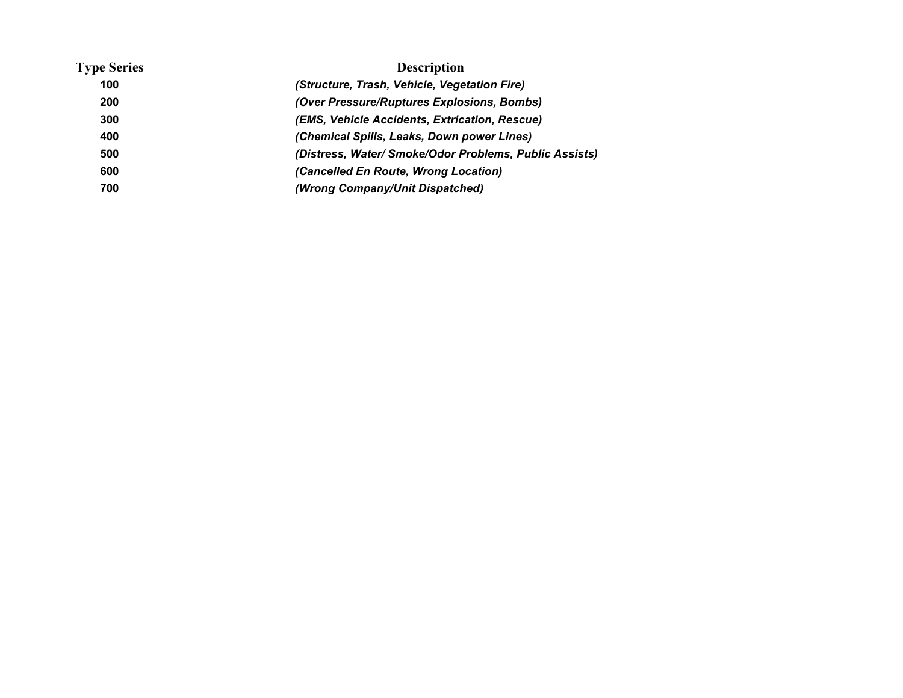| Type Series | Description |
|---|---|
| **100** | ***(Structure, Trash, Vehicle, Vegetation Fire)*** |
| **200** | ***(Over Pressure/Ruptures Explosions, Bombs)*** |
| **300** | ***(EMS, Vehicle Accidents, Extrication, Rescue)*** |
| **400** | ***(Chemical Spills, Leaks, Down power Lines)*** |
| **500** | ***(Distress, Water/ Smoke/Odor Problems, Public Assists)*** |
| **600** | ***(Cancelled En Route, Wrong Location)*** |
| **700** | ***(Wrong Company/Unit Dispatched)*** |